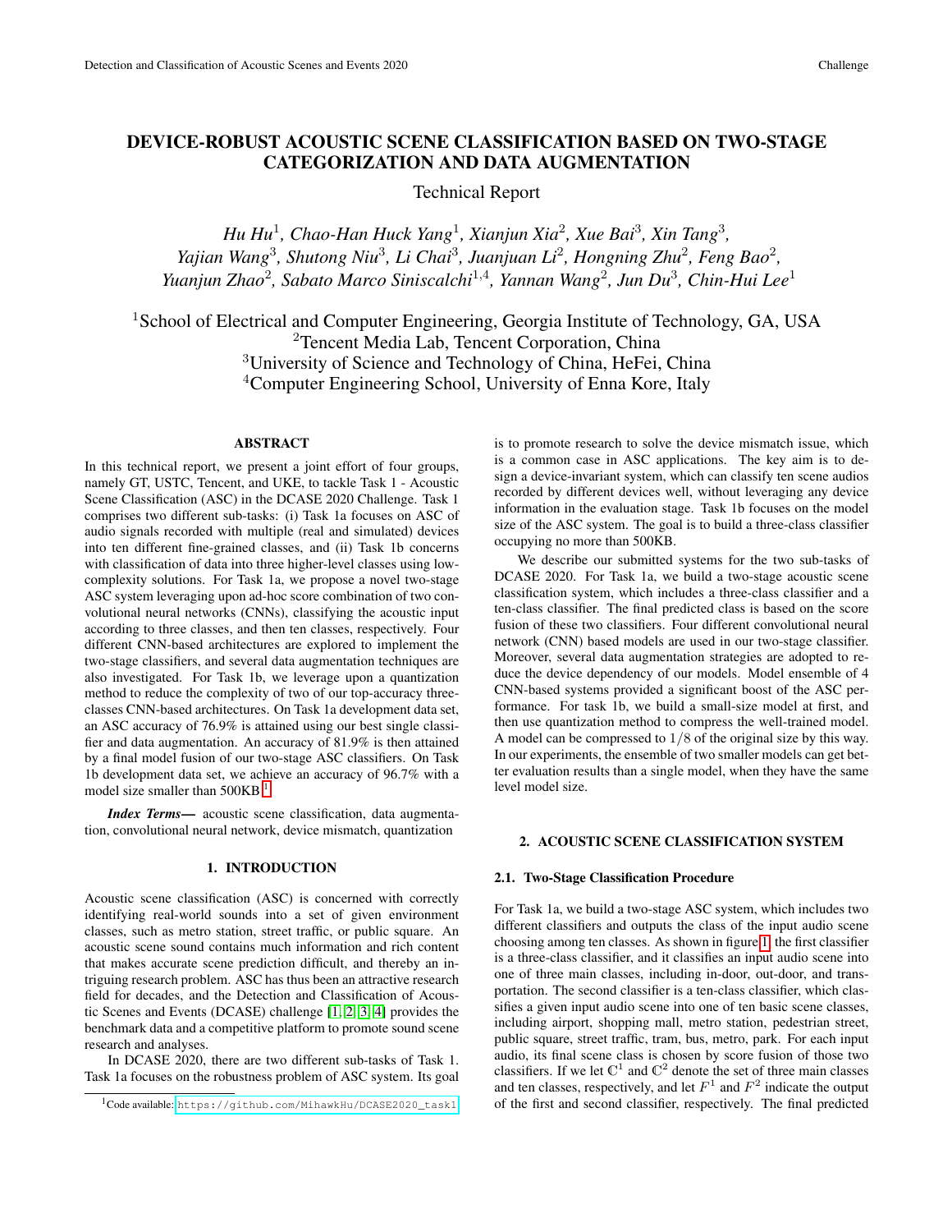# DEVICE-ROBUST ACOUSTIC SCENE CLASSIFICATION BASED ON TWO-STAGE CATEGORIZATION AND DATA AUGMENTATION

Technical Report

*Hu Hu[1], Chao-Han Huck Yang[1], Xianjun Xia[2], Xue Bai[3], Xin Tang[3], Yajian Wang[3], Shutong Niu[3], Li Chai[3], Juanjuan Li[2], Hongning Zhu[2], Feng Bao[2], Yuanjun Zhao[2], Sabato Marco Siniscalchi[1,4], Yannan Wang[2], Jun Du[3], Chin-Hui Lee[1]*

[1]School of Electrical and Computer Engineering, Georgia Institute of Technology, GA, USA
[2]Tencent Media Lab, Tencent Corporation, China
[3]University of Science and Technology of China, HeFei, China
[4]Computer Engineering School, University of Enna Kore, Italy

## ABSTRACT

In this technical report, we present a joint effort of four groups, namely GT, USTC, Tencent, and UKE, to tackle Task 1 - Acoustic Scene Classification (ASC) in the DCASE 2020 Challenge. Task 1 comprises two different sub-tasks: (i) Task 1a focuses on ASC of audio signals recorded with multiple (real and simulated) devices into ten different fine-grained classes, and (ii) Task 1b concerns with classification of data into three higher-level classes using low-complexity solutions. For Task 1a, we propose a novel two-stage ASC system leveraging upon ad-hoc score combination of two convolutional neural networks (CNNs), classifying the acoustic input according to three classes, and then ten classes, respectively. Four different CNN-based architectures are explored to implement the two-stage classifiers, and several data augmentation techniques are also investigated. For Task 1b, we leverage upon a quantization method to reduce the complexity of two of our top-accuracy three-classes CNN-based architectures. On Task 1a development data set, an ASC accuracy of 76.9% is attained using our best single classifier and data augmentation. An accuracy of 81.9% is then attained by a final model fusion of our two-stage ASC classifiers. On Task 1b development data set, we achieve an accuracy of 96.7% with a model size smaller than 500KB.[1]

***Index Terms***— acoustic scene classification, data augmentation, convolutional neural network, device mismatch, quantization

## 1. INTRODUCTION

Acoustic scene classification (ASC) is concerned with correctly identifying real-world sounds into a set of given environment classes, such as metro station, street traffic, or public square. An acoustic scene sound contains much information and rich content that makes accurate scene prediction difficult, and thereby an intriguing research problem. ASC has thus been an attractive research field for decades, and the Detection and Classification of Acoustic Scenes and Events (DCASE) challenge [1, 2, 3, 4] provides the benchmark data and a competitive platform to promote sound scene research and analyses.

In DCASE 2020, there are two different sub-tasks of Task 1. Task 1a focuses on the robustness problem of ASC system. Its goal is to promote research to solve the device mismatch issue, which is a common case in ASC applications. The key aim is to design a device-invariant system, which can classify ten scene audios recorded by different devices well, without leveraging any device information in the evaluation stage. Task 1b focuses on the model size of the ASC system. The goal is to build a three-class classifier occupying no more than 500KB.

We describe our submitted systems for the two sub-tasks of DCASE 2020. For Task 1a, we build a two-stage acoustic scene classification system, which includes a three-class classifier and a ten-class classifier. The final predicted class is based on the score fusion of these two classifiers. Four different convolutional neural network (CNN) based models are used in our two-stage classifier. Moreover, several data augmentation strategies are adopted to reduce the device dependency of our models. Model ensemble of 4 CNN-based systems provided a significant boost of the ASC performance. For task 1b, we build a small-size model at first, and then use quantization method to compress the well-trained model. A model can be compressed to $1/8$ of the original size by this way. In our experiments, the ensemble of two smaller models can get better evaluation results than a single model, when they have the same level model size.

## 2. ACOUSTIC SCENE CLASSIFICATION SYSTEM

### 2.1. Two-Stage Classification Procedure

For Task 1a, we build a two-stage ASC system, which includes two different classifiers and outputs the class of the input audio scene choosing among ten classes. As shown in figure 1, the first classifier is a three-class classifier, and it classifies an input audio scene into one of three main classes, including in-door, out-door, and transportation. The second classifier is a ten-class classifier, which classifies a given input audio scene into one of ten basic scene classes, including airport, shopping mall, metro station, pedestrian street, public square, street traffic, tram, bus, metro, park. For each input audio, its final scene class is chosen by score fusion of those two classifiers. If we let $\mathbb{C}^1$ and $\mathbb{C}^2$ denote the set of three main classes and ten classes, respectively, and let $F^1$ and $F^2$ indicate the output of the first and second classifier, respectively. The final predicted

---

[1]Code available: https://github.com/MihawkHu/DCASE2020_task1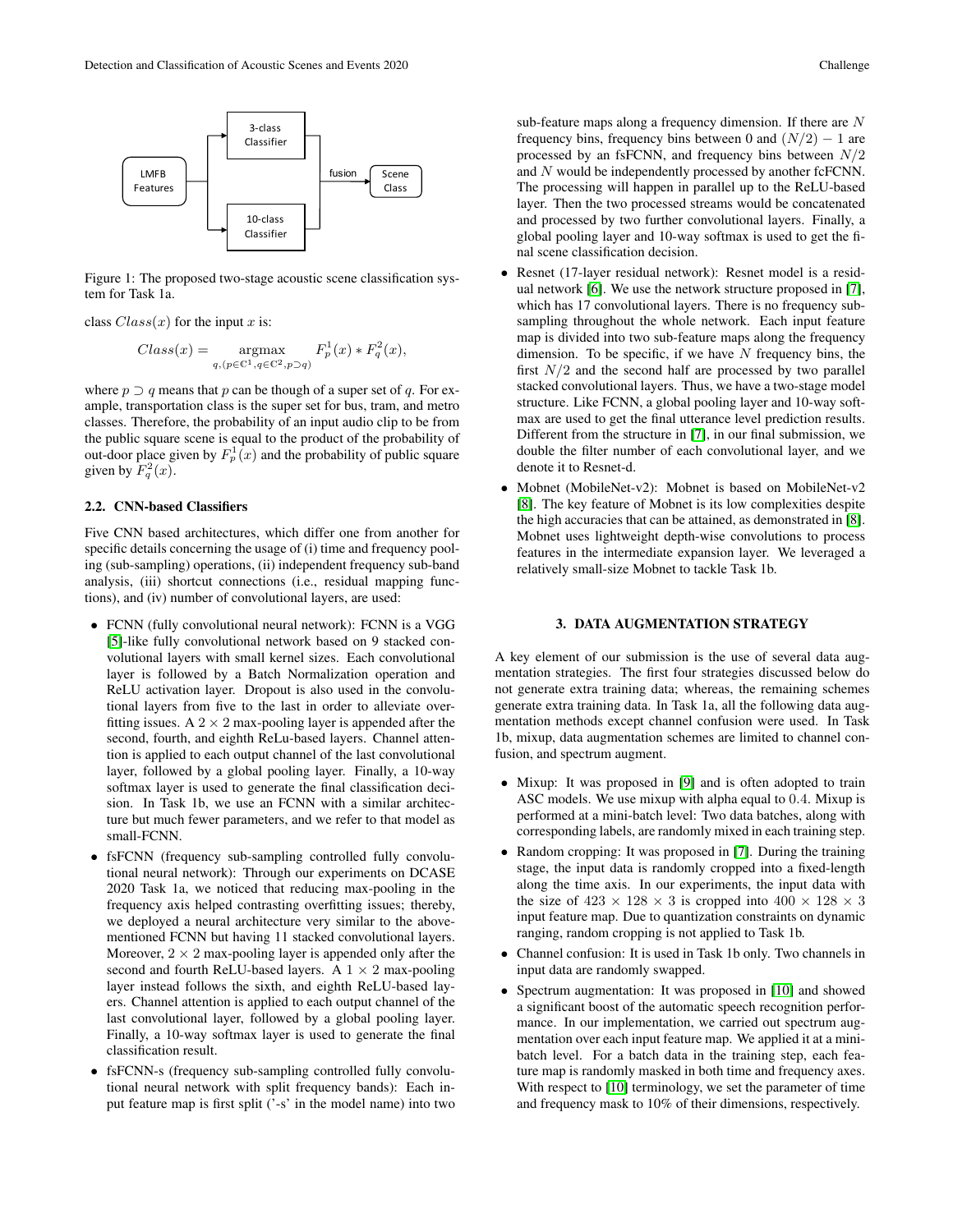Figure 1: The proposed two-stage acoustic scene classification system for Task 1a.

class $Class(x)$ for the input $x$ is:

$$Class(x) = \underset{q,(p \in \mathbb{C}^1, q \in \mathbb{C}^2, p \supset q)}{\operatorname{argmax}} F_p^1(x) * F_q^2(x),$$

where $p \supset q$ means that $p$ can be though of a super set of $q$. For example, transportation class is the super set for bus, tram, and metro classes. Therefore, the probability of an input audio clip to be from the public square scene is equal to the product of the probability of out-door place given by $F_p^1(x)$ and the probability of public square given by $F_q^2(x)$.

### 2.2. CNN-based Classifiers

Five CNN based architectures, which differ one from another for specific details concerning the usage of (i) time and frequency pooling (sub-sampling) operations, (ii) independent frequency sub-band analysis, (iii) shortcut connections (i.e., residual mapping functions), and (iv) number of convolutional layers, are used:

- FCNN (fully convolutional neural network): FCNN is a VGG [5]-like fully convolutional network based on 9 stacked convolutional layers with small kernel sizes. Each convolutional layer is followed by a Batch Normalization operation and ReLU activation layer. Dropout is also used in the convolutional layers from five to the last in order to alleviate overfitting issues. A $2 \times 2$ max-pooling layer is appended after the second, fourth, and eighth ReLu-based layers. Channel attention is applied to each output channel of the last convolutional layer, followed by a global pooling layer. Finally, a 10-way softmax layer is used to generate the final classification decision. In Task 1b, we use an FCNN with a similar architecture but much fewer parameters, and we refer to that model as small-FCNN.
- fsFCNN (frequency sub-sampling controlled fully convolutional neural network): Through our experiments on DCASE 2020 Task 1a, we noticed that reducing max-pooling in the frequency axis helped contrasting overfitting issues; thereby, we deployed a neural architecture very similar to the above-mentioned FCNN but having 11 stacked convolutional layers. Moreover, $2 \times 2$ max-pooling layer is appended only after the second and fourth ReLU-based layers. A $1 \times 2$ max-pooling layer instead follows the sixth, and eighth ReLU-based layers. Channel attention is applied to each output channel of the last convolutional layer, followed by a global pooling layer. Finally, a 10-way softmax layer is used to generate the final classification result.
- fsFCNN-s (frequency sub-sampling controlled fully convolutional neural network with split frequency bands): Each input feature map is first split ('-s' in the model name) into two sub-feature maps along a frequency dimension. If there are $N$ frequency bins, frequency bins between 0 and $(N/2) - 1$ are processed by an fsFCNN, and frequency bins between $N/2$ and $N$ would be independently processed by another fcFCNN. The processing will happen in parallel up to the ReLU-based layer. Then the two processed streams would be concatenated and processed by two further convolutional layers. Finally, a global pooling layer and 10-way softmax is used to get the final scene classification decision.
- Resnet (17-layer residual network): Resnet model is a residual network [6]. We use the network structure proposed in [7], which has 17 convolutional layers. There is no frequency subsampling throughout the whole network. Each input feature map is divided into two sub-feature maps along the frequency dimension. To be specific, if we have $N$ frequency bins, the first $N/2$ and the second half are processed by two parallel stacked convolutional layers. Thus, we have a two-stage model structure. Like FCNN, a global pooling layer and 10-way softmax are used to get the final utterance level prediction results. Different from the structure in [7], in our final submission, we double the filter number of each convolutional layer, and we denote it to Resnet-d.
- Mobnet (MobileNet-v2): Mobnet is based on MobileNet-v2 [8]. The key feature of Mobnet is its low complexities despite the high accuracies that can be attained, as demonstrated in [8]. Mobnet uses lightweight depth-wise convolutions to process features in the intermediate expansion layer. We leveraged a relatively small-size Mobnet to tackle Task 1b.

## 3. DATA AUGMENTATION STRATEGY

A key element of our submission is the use of several data augmentation strategies. The first four strategies discussed below do not generate extra training data; whereas, the remaining schemes generate extra training data. In Task 1a, all the following data augmentation methods except channel confusion were used. In Task 1b, mixup, data augmentation schemes are limited to channel confusion, and spectrum augment.

- Mixup: It was proposed in [9] and is often adopted to train ASC models. We use mixup with alpha equal to 0.4. Mixup is performed at a mini-batch level: Two data batches, along with corresponding labels, are randomly mixed in each training step.
- Random cropping: It was proposed in [7]. During the training stage, the input data is randomly cropped into a fixed-length along the time axis. In our experiments, the input data with the size of $423 \times 128 \times 3$ is cropped into $400 \times 128 \times 3$ input feature map. Due to quantization constraints on dynamic ranging, random cropping is not applied to Task 1b.
- Channel confusion: It is used in Task 1b only. Two channels in input data are randomly swapped.
- Spectrum augmentation: It was proposed in [10] and showed a significant boost of the automatic speech recognition performance. In our implementation, we carried out spectrum augmentation over each input feature map. We applied it at a minibatch level. For a batch data in the training step, each feature map is randomly masked in both time and frequency axes. With respect to [10] terminology, we set the parameter of time and frequency mask to 10% of their dimensions, respectively.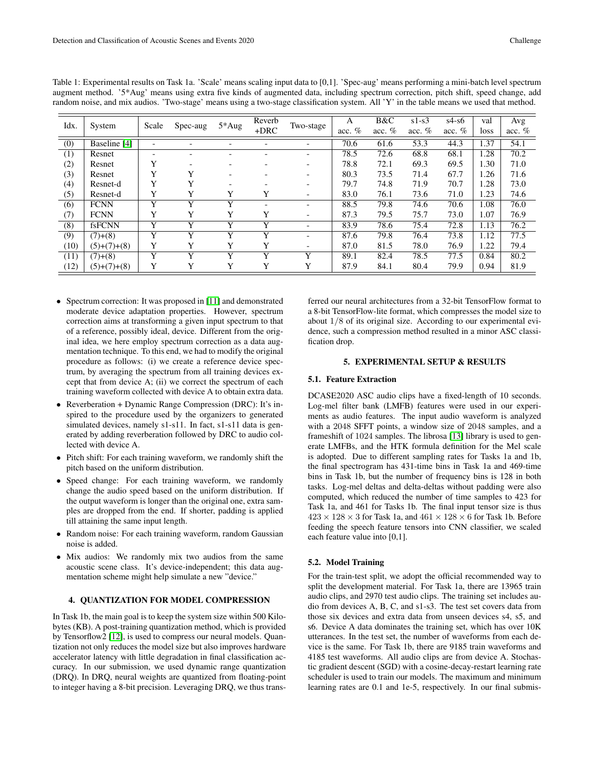Table 1: Experimental results on Task 1a. 'Scale' means scaling input data to [0,1]. 'Spec-aug' means performing a mini-batch level spectrum augment method. '5*Aug' means using extra five kinds of augmented data, including spectrum correction, pitch shift, speed change, add random noise, and mix audios. 'Two-stage' means using a two-stage classification system. All 'Y' in the table means we used that method.

| Idx. | System | Scale | Spec-aug | 5*Aug | Reverb +DRC | Two-stage | A acc. % | B&C acc. % | s1-s3 acc. % | s4-s6 acc. % | val loss | Avg acc. % |
|---|---|---|---|---|---|---|---|---|---|---|---|---|
| (0) | Baseline [4] | - | - | - | - | - | 70.6 | 61.6 | 53.3 | 44.3 | 1.37 | 54.1 |
| (1) | Resnet | - | - | - | - | - | 78.5 | 72.6 | 68.8 | 68.1 | 1.28 | 70.2 |
| (2) | Resnet | Y | - | - | - | - | 78.8 | 72.1 | 69.3 | 69.5 | 1.30 | 71.0 |
| (3) | Resnet | Y | Y | - | - | - | 80.3 | 73.5 | 71.4 | 67.7 | 1.26 | 71.6 |
| (4) | Resnet-d | Y | Y | - | - | - | 79.7 | 74.8 | 71.9 | 70.7 | 1.28 | 73.0 |
| (5) | Resnet-d | Y | Y | Y | Y | - | 83.0 | 76.1 | 73.6 | 71.0 | 1.23 | 74.6 |
| (6) | FCNN | Y | Y | Y | - | - | 88.5 | 79.8 | 74.6 | 70.6 | 1.08 | 76.0 |
| (7) | FCNN | Y | Y | Y | Y | - | 87.3 | 79.5 | 75.7 | 73.0 | 1.07 | 76.9 |
| (8) | fsFCNN | Y | Y | Y | Y | - | 83.9 | 78.6 | 75.4 | 72.8 | 1.13 | 76.2 |
| (9) | (7)+(8) | Y | Y | Y | Y | - | 87.6 | 79.8 | 76.4 | 73.8 | 1.12 | 77.5 |
| (10) | (5)+(7)+(8) | Y | Y | Y | Y | - | 87.0 | 81.5 | 78.0 | 76.9 | 1.22 | 79.4 |
| (11) | (7)+(8) | Y | Y | Y | Y | Y | 89.1 | 82.4 | 78.5 | 77.5 | 0.84 | 80.2 |
| (12) | (5)+(7)+(8) | Y | Y | Y | Y | Y | 87.9 | 84.1 | 80.4 | 79.9 | 0.94 | 81.9 |

- Spectrum correction: It was proposed in [11] and demonstrated moderate device adaptation properties. However, spectrum correction aims at transforming a given input spectrum to that of a reference, possibly ideal, device. Different from the original idea, we here employ spectrum correction as a data augmentation technique. To this end, we had to modify the original procedure as follows: (i) we create a reference device spectrum, by averaging the spectrum from all training devices except that from device A; (ii) we correct the spectrum of each training waveform collected with device A to obtain extra data.
- Reverberation + Dynamic Range Compression (DRC): It's inspired to the procedure used by the organizers to generated simulated devices, namely s1-s11. In fact, s1-s11 data is generated by adding reverberation followed by DRC to audio collected with device A.
- Pitch shift: For each training waveform, we randomly shift the pitch based on the uniform distribution.
- Speed change: For each training waveform, we randomly change the audio speed based on the uniform distribution. If the output waveform is longer than the original one, extra samples are dropped from the end. If shorter, padding is applied till attaining the same input length.
- Random noise: For each training waveform, random Gaussian noise is added.
- Mix audios: We randomly mix two audios from the same acoustic scene class. It's device-independent; this data augmentation scheme might help simulate a new "device."

## 4. QUANTIZATION FOR MODEL COMPRESSION

In Task 1b, the main goal is to keep the system size within 500 Kilobytes (KB). A post-training quantization method, which is provided by Tensorflow2 [12], is used to compress our neural models. Quantization not only reduces the model size but also improves hardware accelerator latency with little degradation in final classification accuracy. In our submission, we used dynamic range quantization (DRQ). In DRQ, neural weights are quantized from floating-point to integer having a 8-bit precision. Leveraging DRQ, we thus transferred our neural architectures from a 32-bit TensorFlow format to a 8-bit TensorFlow-lite format, which compresses the model size to about $1/8$ of its original size. According to our experimental evidence, such a compression method resulted in a minor ASC classification drop.

## 5. EXPERIMENTAL SETUP & RESULTS

### 5.1. Feature Extraction

DCASE2020 ASC audio clips have a fixed-length of 10 seconds. Log-mel filter bank (LMFB) features were used in our experiments as audio features. The input audio waveform is analyzed with a 2048 SFFT points, a window size of 2048 samples, and a frameshift of 1024 samples. The librosa [13] library is used to generate LMFBs, and the HTK formula definition for the Mel scale is adopted. Due to different sampling rates for Tasks 1a and 1b, the final spectrogram has 431-time bins in Task 1a and 469-time bins in Task 1b, but the number of frequency bins is 128 in both tasks. Log-mel deltas and delta-deltas without padding were also computed, which reduced the number of time samples to 423 for Task 1a, and 461 for Tasks 1b. The final input tensor size is thus $423 \times 128 \times 3$ for Task 1a, and $461 \times 128 \times 6$ for Task 1b. Before feeding the speech feature tensors into CNN classifier, we scaled each feature value into [0,1].

### 5.2. Model Training

For the train-test split, we adopt the official recommended way to split the development material. For Task 1a, there are 13965 train audio clips, and 2970 test audio clips. The training set includes audio from devices A, B, C, and s1-s3. The test set covers data from those six devices and extra data from unseen devices s4, s5, and s6. Device A data dominates the training set, which has over 10K utterances. In the test set, the number of waveforms from each device is the same. For Task 1b, there are 9185 train waveforms and 4185 test waveforms. All audio clips are from device A. Stochastic gradient descent (SGD) with a cosine-decay-restart learning rate scheduler is used to train our models. The maximum and minimum learning rates are 0.1 and 1e-5, respectively. In our final submis-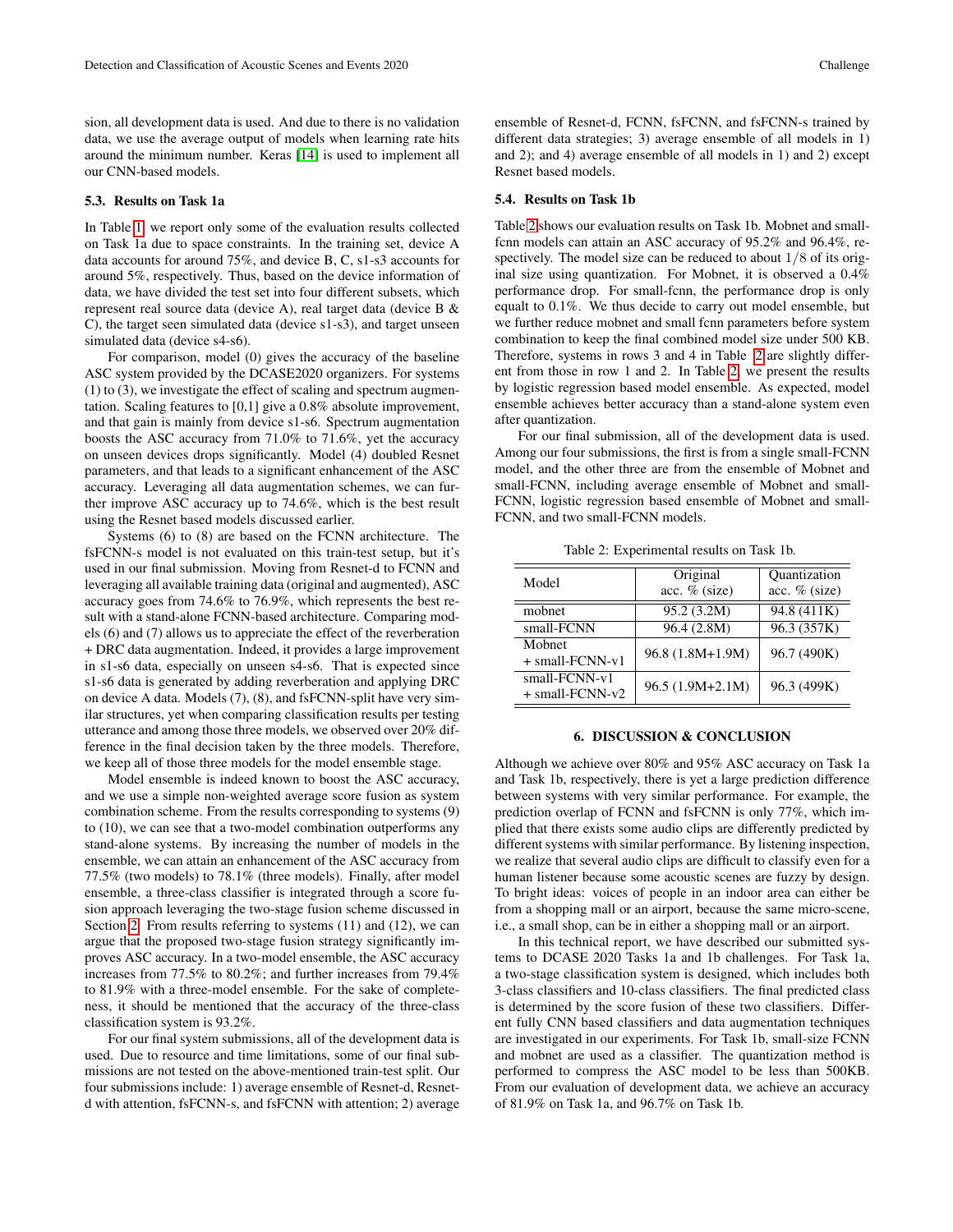sion, all development data is used. And due to there is no validation data, we use the average output of models when learning rate hits around the minimum number. Keras [14] is used to implement all our CNN-based models.

### 5.3. Results on Task 1a

In Table 1, we report only some of the evaluation results collected on Task 1a due to space constraints. In the training set, device A data accounts for around 75%, and device B, C, s1-s3 accounts for around 5%, respectively. Thus, based on the device information of data, we have divided the test set into four different subsets, which represent real source data (device A), real target data (device B & C), the target seen simulated data (device s1-s3), and target unseen simulated data (device s4-s6).

For comparison, model (0) gives the accuracy of the baseline ASC system provided by the DCASE2020 organizers. For systems (1) to (3), we investigate the effect of scaling and spectrum augmentation. Scaling features to [0,1] give a 0.8% absolute improvement, and that gain is mainly from device s1-s6. Spectrum augmentation boosts the ASC accuracy from 71.0% to 71.6%, yet the accuracy on unseen devices drops significantly. Model (4) doubled Resnet parameters, and that leads to a significant enhancement of the ASC accuracy. Leveraging all data augmentation schemes, we can further improve ASC accuracy up to 74.6%, which is the best result using the Resnet based models discussed earlier.

Systems (6) to (8) are based on the FCNN architecture. The fsFCNN-s model is not evaluated on this train-test setup, but it's used in our final submission. Moving from Resnet-d to FCNN and leveraging all available training data (original and augmented), ASC accuracy goes from 74.6% to 76.9%, which represents the best result with a stand-alone FCNN-based architecture. Comparing models (6) and (7) allows us to appreciate the effect of the reverberation + DRC data augmentation. Indeed, it provides a large improvement in s1-s6 data, especially on unseen s4-s6. That is expected since s1-s6 data is generated by adding reverberation and applying DRC on device A data. Models (7), (8), and fsFCNN-split have very similar structures, yet when comparing classification results per testing utterance and among those three models, we observed over 20% difference in the final decision taken by the three models. Therefore, we keep all of those three models for the model ensemble stage.

Model ensemble is indeed known to boost the ASC accuracy, and we use a simple non-weighted average score fusion as system combination scheme. From the results corresponding to systems (9) to (10), we can see that a two-model combination outperforms any stand-alone systems. By increasing the number of models in the ensemble, we can attain an enhancement of the ASC accuracy from 77.5% (two models) to 78.1% (three models). Finally, after model ensemble, a three-class classifier is integrated through a score fusion approach leveraging the two-stage fusion scheme discussed in Section 2. From results referring to systems (11) and (12), we can argue that the proposed two-stage fusion strategy significantly improves ASC accuracy. In a two-model ensemble, the ASC accuracy increases from 77.5% to 80.2%; and further increases from 79.4% to 81.9% with a three-model ensemble. For the sake of completeness, it should be mentioned that the accuracy of the three-class classification system is 93.2%.

For our final system submissions, all of the development data is used. Due to resource and time limitations, some of our final submissions are not tested on the above-mentioned train-test split. Our four submissions include: 1) average ensemble of Resnet-d, Resnet-d with attention, fsFCNN-s, and fsFCNN with attention; 2) average ensemble of Resnet-d, FCNN, fsFCNN, and fsFCNN-s trained by different data strategies; 3) average ensemble of all models in 1) and 2); and 4) average ensemble of all models in 1) and 2) except Resnet based models.

### 5.4. Results on Task 1b

Table 2 shows our evaluation results on Task 1b. Mobnet and small-fcnn models can attain an ASC accuracy of 95.2% and 96.4%, respectively. The model size can be reduced to about $1/8$ of its original size using quantization. For Mobnet, it is observed a 0.4% performance drop. For small-fcnn, the performance drop is only equalt to 0.1%. We thus decide to carry out model ensemble, but we further reduce mobnet and small fcnn parameters before system combination to keep the final combined model size under 500 KB. Therefore, systems in rows 3 and 4 in Table 2 are slightly different from those in row 1 and 2. In Table 2, we present the results by logistic regression based model ensemble. As expected, model ensemble achieves better accuracy than a stand-alone system even after quantization.

For our final submission, all of the development data is used. Among our four submissions, the first is from a single small-FCNN model, and the other three are from the ensemble of Mobnet and small-FCNN, including average ensemble of Mobnet and small-FCNN, logistic regression based ensemble of Mobnet and small-FCNN, and two small-FCNN models.

Table 2: Experimental results on Task 1b.

| Model | Original acc. % (size) | Quantization acc. % (size) |
|---|---|---|
| mobnet | 95.2 (3.2M) | 94.8 (411K) |
| small-FCNN | 96.4 (2.8M) | 96.3 (357K) |
| Mobnet + small-FCNN-v1 | 96.8 (1.8M+1.9M) | 96.7 (490K) |
| small-FCNN-v1 + small-FCNN-v2 | 96.5 (1.9M+2.1M) | 96.3 (499K) |

## 6. DISCUSSION & CONCLUSION

Although we achieve over 80% and 95% ASC accuracy on Task 1a and Task 1b, respectively, there is yet a large prediction difference between systems with very similar performance. For example, the prediction overlap of FCNN and fsFCNN is only 77%, which implied that there exists some audio clips are differently predicted by different systems with similar performance. By listening inspection, we realize that several audio clips are difficult to classify even for a human listener because some acoustic scenes are fuzzy by design. To bright ideas: voices of people in an indoor area can either be from a shopping mall or an airport, because the same micro-scene, i.e., a small shop, can be in either a shopping mall or an airport.

In this technical report, we have described our submitted systems to DCASE 2020 Tasks 1a and 1b challenges. For Task 1a, a two-stage classification system is designed, which includes both 3-class classifiers and 10-class classifiers. The final predicted class is determined by the score fusion of these two classifiers. Different fully CNN based classifiers and data augmentation techniques are investigated in our experiments. For Task 1b, small-size FCNN and mobnet are used as a classifier. The quantization method is performed to compress the ASC model to be less than 500KB. From our evaluation of development data, we achieve an accuracy of 81.9% on Task 1a, and 96.7% on Task 1b.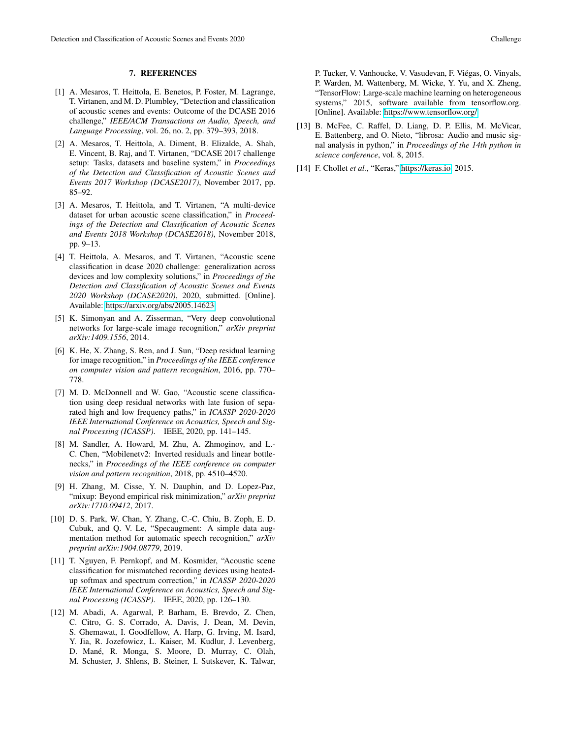## 7. REFERENCES

[1] A. Mesaros, T. Heittola, E. Benetos, P. Foster, M. Lagrange, T. Virtanen, and M. D. Plumbley, "Detection and classification of acoustic scenes and events: Outcome of the DCASE 2016 challenge," *IEEE/ACM Transactions on Audio, Speech, and Language Processing*, vol. 26, no. 2, pp. 379–393, 2018.

[2] A. Mesaros, T. Heittola, A. Diment, B. Elizalde, A. Shah, E. Vincent, B. Raj, and T. Virtanen, "DCASE 2017 challenge setup: Tasks, datasets and baseline system," in *Proceedings of the Detection and Classification of Acoustic Scenes and Events 2017 Workshop (DCASE2017)*, November 2017, pp. 85–92.

[3] A. Mesaros, T. Heittola, and T. Virtanen, "A multi-device dataset for urban acoustic scene classification," in *Proceedings of the Detection and Classification of Acoustic Scenes and Events 2018 Workshop (DCASE2018)*, November 2018, pp. 9–13.

[4] T. Heittola, A. Mesaros, and T. Virtanen, "Acoustic scene classification in dcase 2020 challenge: generalization across devices and low complexity solutions," in *Proceedings of the Detection and Classification of Acoustic Scenes and Events 2020 Workshop (DCASE2020)*, 2020, submitted. [Online]. Available: https://arxiv.org/abs/2005.14623

[5] K. Simonyan and A. Zisserman, "Very deep convolutional networks for large-scale image recognition," *arXiv preprint arXiv:1409.1556*, 2014.

[6] K. He, X. Zhang, S. Ren, and J. Sun, "Deep residual learning for image recognition," in *Proceedings of the IEEE conference on computer vision and pattern recognition*, 2016, pp. 770–778.

[7] M. D. McDonnell and W. Gao, "Acoustic scene classification using deep residual networks with late fusion of separated high and low frequency paths," in *ICASSP 2020-2020 IEEE International Conference on Acoustics, Speech and Signal Processing (ICASSP)*. IEEE, 2020, pp. 141–145.

[8] M. Sandler, A. Howard, M. Zhu, A. Zhmoginov, and L.-C. Chen, "Mobilenetv2: Inverted residuals and linear bottlenecks," in *Proceedings of the IEEE conference on computer vision and pattern recognition*, 2018, pp. 4510–4520.

[9] H. Zhang, M. Cisse, Y. N. Dauphin, and D. Lopez-Paz, "mixup: Beyond empirical risk minimization," *arXiv preprint arXiv:1710.09412*, 2017.

[10] D. S. Park, W. Chan, Y. Zhang, C.-C. Chiu, B. Zoph, E. D. Cubuk, and Q. V. Le, "Specaugment: A simple data augmentation method for automatic speech recognition," *arXiv preprint arXiv:1904.08779*, 2019.

[11] T. Nguyen, F. Pernkopf, and M. Kosmider, "Acoustic scene classification for mismatched recording devices using heated-up softmax and spectrum correction," in *ICASSP 2020-2020 IEEE International Conference on Acoustics, Speech and Signal Processing (ICASSP)*. IEEE, 2020, pp. 126–130.

[12] M. Abadi, A. Agarwal, P. Barham, E. Brevdo, Z. Chen, C. Citro, G. S. Corrado, A. Davis, J. Dean, M. Devin, S. Ghemawat, I. Goodfellow, A. Harp, G. Irving, M. Isard, Y. Jia, R. Jozefowicz, L. Kaiser, M. Kudlur, J. Levenberg, D. Mané, R. Monga, S. Moore, D. Murray, C. Olah, M. Schuster, J. Shlens, B. Steiner, I. Sutskever, K. Talwar, P. Tucker, V. Vanhoucke, V. Vasudevan, F. Viégas, O. Vinyals, P. Warden, M. Wattenberg, M. Wicke, Y. Yu, and X. Zheng, "TensorFlow: Large-scale machine learning on heterogeneous systems," 2015, software available from tensorflow.org. [Online]. Available: https://www.tensorflow.org/

[13] B. McFee, C. Raffel, D. Liang, D. P. Ellis, M. McVicar, E. Battenberg, and O. Nieto, "librosa: Audio and music signal analysis in python," in *Proceedings of the 14th python in science conference*, vol. 8, 2015.

[14] F. Chollet *et al.*, "Keras," https://keras.io, 2015.